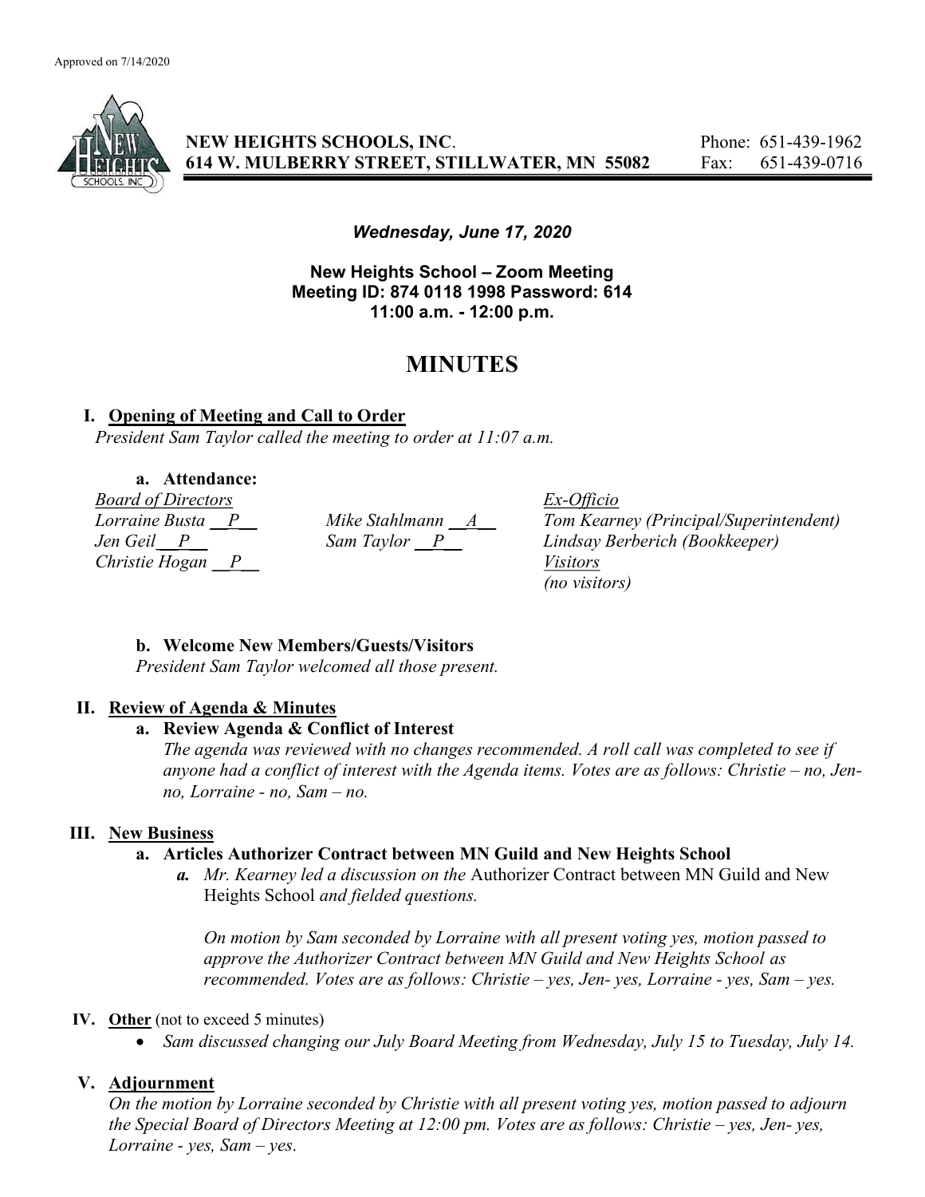Approved on 7/14/2020

**NEW HEIGHTS SCHOOLS, INC.**
**614 W. MULBERRY STREET, STILLWATER, MN 55082**

Phone: 651-439-1962
Fax: 651-439-0716

***Wednesday, June 17, 2020***

**New Heights School – Zoom Meeting**
**Meeting ID: 874 0118 1998 Password: 614**
**11:00 a.m. - 12:00 p.m.**

# MINUTES

## I. Opening of Meeting and Call to Order

*President Sam Taylor called the meeting to order at 11:07 a.m.*

### a. Attendance:

*Board of Directors*
*Lorraine Busta \_\_P\_\_*
*Jen Geil \_\_P\_\_*
*Christie Hogan \_\_P\_\_*
*Mike Stahlmann \_\_A\_\_*
*Sam Taylor \_\_P\_\_*

*Ex-Officio*
*Tom Kearney (Principal/Superintendent)*
*Lindsay Berberich (Bookkeeper)*

*Visitors*
*(no visitors)*

### b. Welcome New Members/Guests/Visitors

*President Sam Taylor welcomed all those present.*

## II. Review of Agenda & Minutes

### a. Review Agenda & Conflict of Interest

*The agenda was reviewed with no changes recommended. A roll call was completed to see if anyone had a conflict of interest with the Agenda items. Votes are as follows: Christie – no, Jen-no, Lorraine - no, Sam – no.*

## III. New Business

### a. Articles Authorizer Contract between MN Guild and New Heights School

*a. Mr. Kearney led a discussion on the* Authorizer Contract between MN Guild and New Heights School *and fielded questions.*

*On motion by Sam seconded by Lorraine with all present voting yes, motion passed to approve the Authorizer Contract between MN Guild and New Heights School as recommended. Votes are as follows: Christie – yes, Jen- yes, Lorraine - yes, Sam – yes.*

## IV. Other (not to exceed 5 minutes)

- *Sam discussed changing our July Board Meeting from Wednesday, July 15 to Tuesday, July 14.*

## V. Adjournment

*On the motion by Lorraine seconded by Christie with all present voting yes, motion passed to adjourn the Special Board of Directors Meeting at 12:00 pm. Votes are as follows: Christie – yes, Jen- yes, Lorraine - yes, Sam – yes.*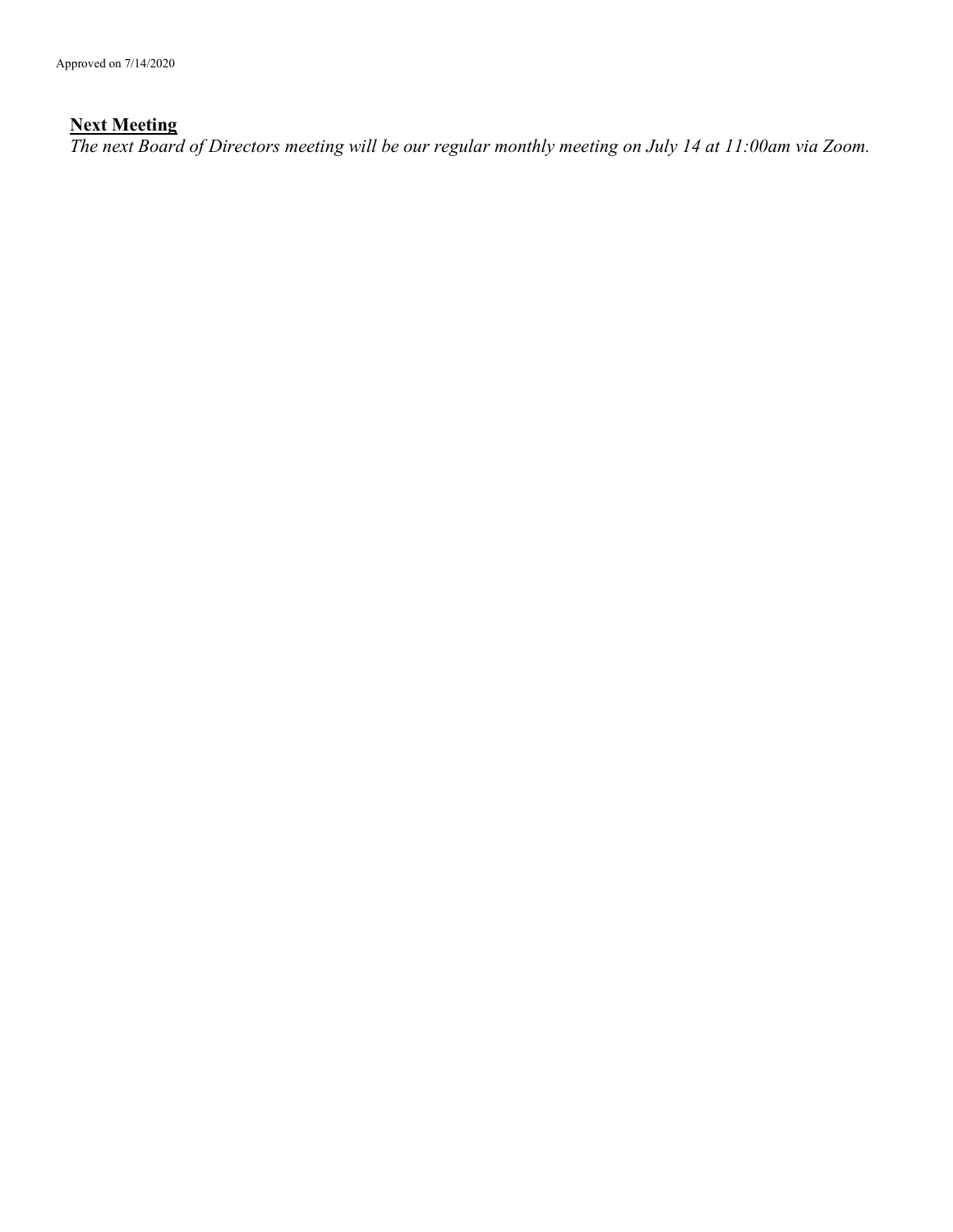**Next Meeting**

*The next Board of Directors meeting will be our regular monthly meeting on July 14 at 11:00am via Zoom.*